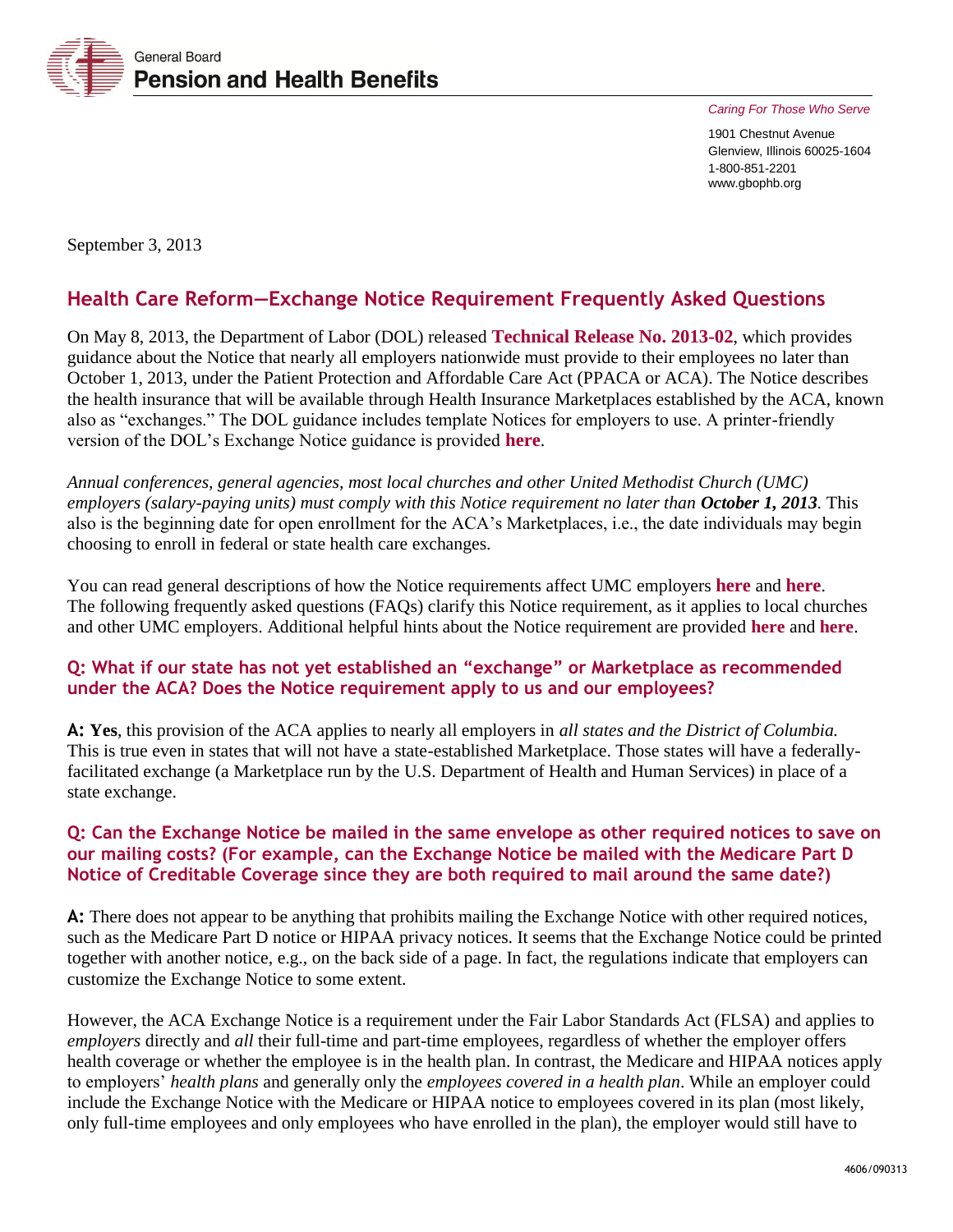General Board
**Pension and Health Benefits**

*Caring For Those Who Serve*

1901 Chestnut Avenue
Glenview, Illinois 60025-1604
1-800-851-2201
www.gbophb.org

September 3, 2013

## Health Care Reform—Exchange Notice Requirement Frequently Asked Questions

On May 8, 2013, the Department of Labor (DOL) released **Technical Release No. 2013-02**, which provides guidance about the Notice that nearly all employers nationwide must provide to their employees no later than October 1, 2013, under the Patient Protection and Affordable Care Act (PPACA or ACA). The Notice describes the health insurance that will be available through Health Insurance Marketplaces established by the ACA, known also as "exchanges." The DOL guidance includes template Notices for employers to use. A printer-friendly version of the DOL's Exchange Notice guidance is provided **here**.

*Annual conferences, general agencies, most local churches and other United Methodist Church (UMC) employers (salary-paying units) must comply with this Notice requirement no later than **October 1, 2013**.* This also is the beginning date for open enrollment for the ACA's Marketplaces, i.e., the date individuals may begin choosing to enroll in federal or state health care exchanges.

You can read general descriptions of how the Notice requirements affect UMC employers **here** and **here**. The following frequently asked questions (FAQs) clarify this Notice requirement, as it applies to local churches and other UMC employers. Additional helpful hints about the Notice requirement are provided **here** and **here**.

### Q: What if our state has not yet established an "exchange" or Marketplace as recommended under the ACA? Does the Notice requirement apply to us and our employees?

**A: Yes**, this provision of the ACA applies to nearly all employers in *all states and the District of Columbia.* This is true even in states that will not have a state-established Marketplace. Those states will have a federally-facilitated exchange (a Marketplace run by the U.S. Department of Health and Human Services) in place of a state exchange.

### Q: Can the Exchange Notice be mailed in the same envelope as other required notices to save on our mailing costs? (For example, can the Exchange Notice be mailed with the Medicare Part D Notice of Creditable Coverage since they are both required to mail around the same date?)

**A:** There does not appear to be anything that prohibits mailing the Exchange Notice with other required notices, such as the Medicare Part D notice or HIPAA privacy notices. It seems that the Exchange Notice could be printed together with another notice, e.g., on the back side of a page. In fact, the regulations indicate that employers can customize the Exchange Notice to some extent.

However, the ACA Exchange Notice is a requirement under the Fair Labor Standards Act (FLSA) and applies to *employers* directly and *all* their full-time and part-time employees, regardless of whether the employer offers health coverage or whether the employee is in the health plan. In contrast, the Medicare and HIPAA notices apply to employers' *health plans* and generally only the *employees covered in a health plan*. While an employer could include the Exchange Notice with the Medicare or HIPAA notice to employees covered in its plan (most likely, only full-time employees and only employees who have enrolled in the plan), the employer would still have to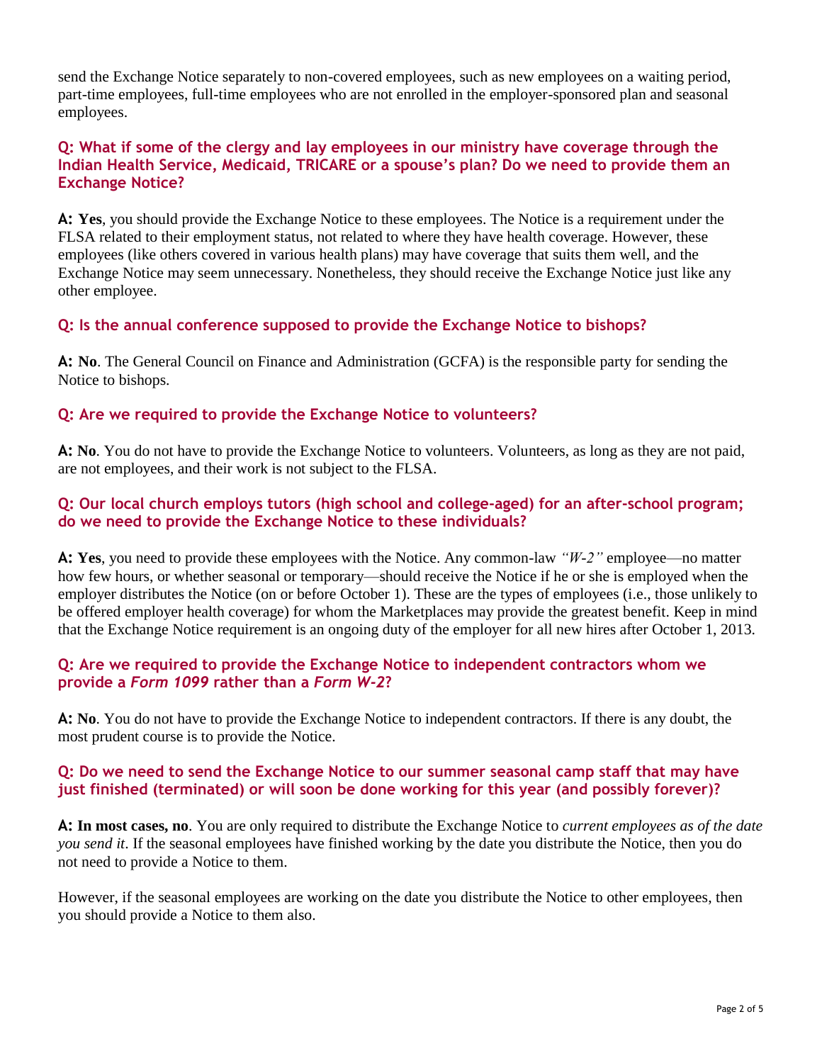send the Exchange Notice separately to non-covered employees, such as new employees on a waiting period, part-time employees, full-time employees who are not enrolled in the employer-sponsored plan and seasonal employees.

### Q: What if some of the clergy and lay employees in our ministry have coverage through the Indian Health Service, Medicaid, TRICARE or a spouse's plan? Do we need to provide them an Exchange Notice?

**A: Yes**, you should provide the Exchange Notice to these employees. The Notice is a requirement under the FLSA related to their employment status, not related to where they have health coverage. However, these employees (like others covered in various health plans) may have coverage that suits them well, and the Exchange Notice may seem unnecessary. Nonetheless, they should receive the Exchange Notice just like any other employee.

### Q: Is the annual conference supposed to provide the Exchange Notice to bishops?

**A: No**. The General Council on Finance and Administration (GCFA) is the responsible party for sending the Notice to bishops.

### Q: Are we required to provide the Exchange Notice to volunteers?

**A: No**. You do not have to provide the Exchange Notice to volunteers. Volunteers, as long as they are not paid, are not employees, and their work is not subject to the FLSA.

### Q: Our local church employs tutors (high school and college-aged) for an after-school program; do we need to provide the Exchange Notice to these individuals?

**A: Yes**, you need to provide these employees with the Notice. Any common-law *"W-2"* employee—no matter how few hours, or whether seasonal or temporary—should receive the Notice if he or she is employed when the employer distributes the Notice (on or before October 1). These are the types of employees (i.e., those unlikely to be offered employer health coverage) for whom the Marketplaces may provide the greatest benefit. Keep in mind that the Exchange Notice requirement is an ongoing duty of the employer for all new hires after October 1, 2013.

### Q: Are we required to provide the Exchange Notice to independent contractors whom we provide a *Form 1099* rather than a *Form W-2*?

**A: No**. You do not have to provide the Exchange Notice to independent contractors. If there is any doubt, the most prudent course is to provide the Notice.

### Q: Do we need to send the Exchange Notice to our summer seasonal camp staff that may have just finished (terminated) or will soon be done working for this year (and possibly forever)?

**A: In most cases, no**. You are only required to distribute the Exchange Notice to *current employees as of the date you send it*. If the seasonal employees have finished working by the date you distribute the Notice, then you do not need to provide a Notice to them.

However, if the seasonal employees are working on the date you distribute the Notice to other employees, then you should provide a Notice to them also.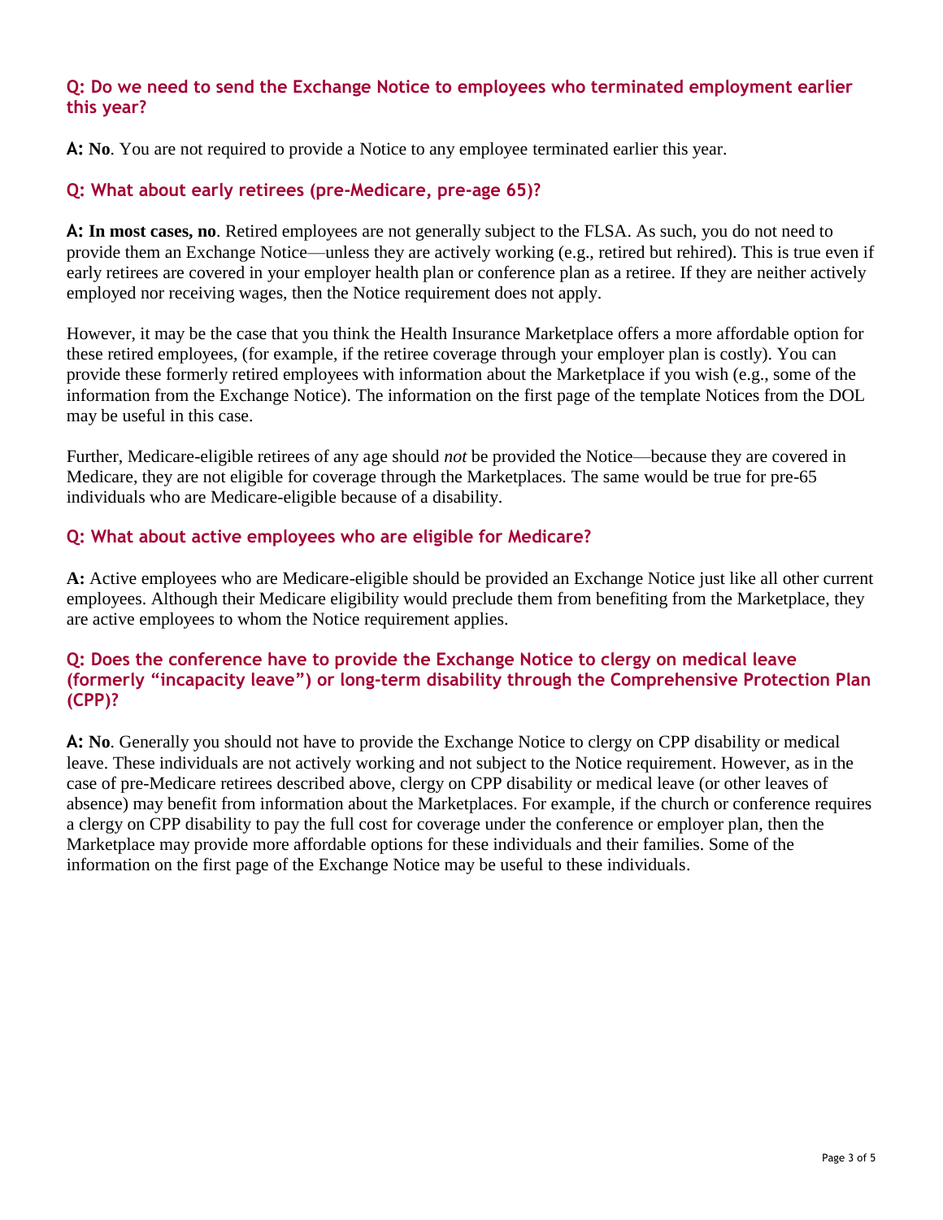### Q: Do we need to send the Exchange Notice to employees who terminated employment earlier this year?

**A: No**. You are not required to provide a Notice to any employee terminated earlier this year.

### Q: What about early retirees (pre-Medicare, pre-age 65)?

**A: In most cases, no**. Retired employees are not generally subject to the FLSA. As such, you do not need to provide them an Exchange Notice—unless they are actively working (e.g., retired but rehired). This is true even if early retirees are covered in your employer health plan or conference plan as a retiree. If they are neither actively employed nor receiving wages, then the Notice requirement does not apply.

However, it may be the case that you think the Health Insurance Marketplace offers a more affordable option for these retired employees, (for example, if the retiree coverage through your employer plan is costly). You can provide these formerly retired employees with information about the Marketplace if you wish (e.g., some of the information from the Exchange Notice). The information on the first page of the template Notices from the DOL may be useful in this case.

Further, Medicare-eligible retirees of any age should *not* be provided the Notice—because they are covered in Medicare, they are not eligible for coverage through the Marketplaces. The same would be true for pre-65 individuals who are Medicare-eligible because of a disability.

### Q: What about active employees who are eligible for Medicare?

**A:** Active employees who are Medicare-eligible should be provided an Exchange Notice just like all other current employees. Although their Medicare eligibility would preclude them from benefiting from the Marketplace, they are active employees to whom the Notice requirement applies.

### Q: Does the conference have to provide the Exchange Notice to clergy on medical leave (formerly "incapacity leave") or long-term disability through the Comprehensive Protection Plan (CPP)?

**A: No**. Generally you should not have to provide the Exchange Notice to clergy on CPP disability or medical leave. These individuals are not actively working and not subject to the Notice requirement. However, as in the case of pre-Medicare retirees described above, clergy on CPP disability or medical leave (or other leaves of absence) may benefit from information about the Marketplaces. For example, if the church or conference requires a clergy on CPP disability to pay the full cost for coverage under the conference or employer plan, then the Marketplace may provide more affordable options for these individuals and their families. Some of the information on the first page of the Exchange Notice may be useful to these individuals.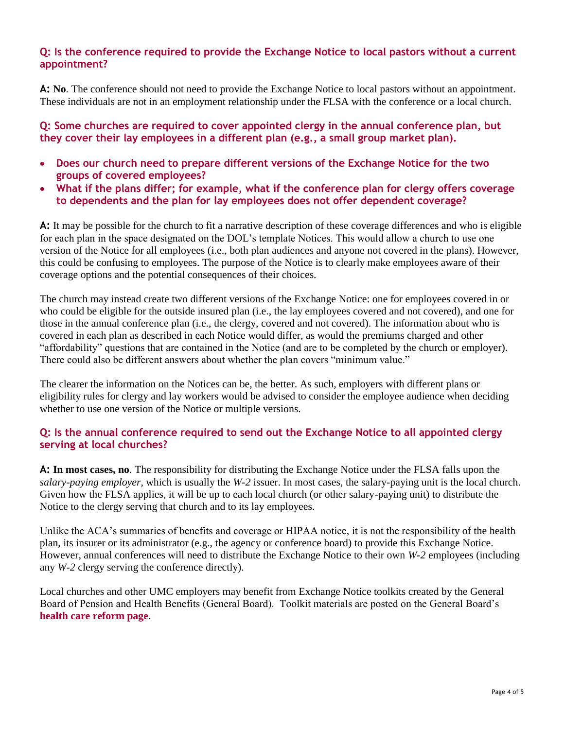### Q: Is the conference required to provide the Exchange Notice to local pastors without a current appointment?

**A: No**. The conference should not need to provide the Exchange Notice to local pastors without an appointment. These individuals are not in an employment relationship under the FLSA with the conference or a local church.

### Q: Some churches are required to cover appointed clergy in the annual conference plan, but they cover their lay employees in a different plan (e.g., a small group market plan).

- **Does our church need to prepare different versions of the Exchange Notice for the two groups of covered employees?**
- **What if the plans differ; for example, what if the conference plan for clergy offers coverage to dependents and the plan for lay employees does not offer dependent coverage?**

**A:** It may be possible for the church to fit a narrative description of these coverage differences and who is eligible for each plan in the space designated on the DOL's template Notices. This would allow a church to use one version of the Notice for all employees (i.e., both plan audiences and anyone not covered in the plans). However, this could be confusing to employees. The purpose of the Notice is to clearly make employees aware of their coverage options and the potential consequences of their choices.

The church may instead create two different versions of the Exchange Notice: one for employees covered in or who could be eligible for the outside insured plan (i.e., the lay employees covered and not covered), and one for those in the annual conference plan (i.e., the clergy, covered and not covered). The information about who is covered in each plan as described in each Notice would differ, as would the premiums charged and other "affordability" questions that are contained in the Notice (and are to be completed by the church or employer). There could also be different answers about whether the plan covers "minimum value."

The clearer the information on the Notices can be, the better. As such, employers with different plans or eligibility rules for clergy and lay workers would be advised to consider the employee audience when deciding whether to use one version of the Notice or multiple versions.

### Q: Is the annual conference required to send out the Exchange Notice to all appointed clergy serving at local churches?

**A: In most cases, no**. The responsibility for distributing the Exchange Notice under the FLSA falls upon the *salary-paying employer*, which is usually the *W-2* issuer. In most cases, the salary-paying unit is the local church. Given how the FLSA applies, it will be up to each local church (or other salary-paying unit) to distribute the Notice to the clergy serving that church and to its lay employees.

Unlike the ACA's summaries of benefits and coverage or HIPAA notice, it is not the responsibility of the health plan, its insurer or its administrator (e.g., the agency or conference board) to provide this Exchange Notice. However, annual conferences will need to distribute the Exchange Notice to their own *W-2* employees (including any *W-2* clergy serving the conference directly).

Local churches and other UMC employers may benefit from Exchange Notice toolkits created by the General Board of Pension and Health Benefits (General Board). Toolkit materials are posted on the General Board's **health care reform page**.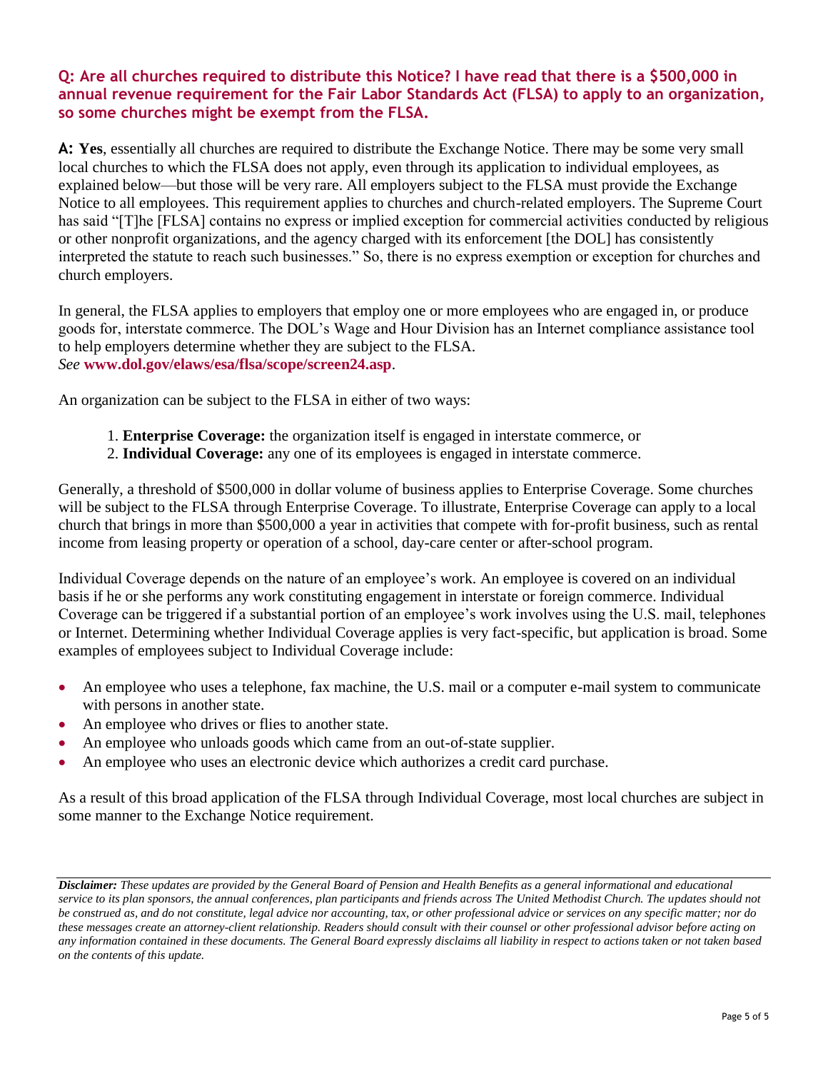**Q: Are all churches required to distribute this Notice? I have read that there is a $500,000 in annual revenue requirement for the Fair Labor Standards Act (FLSA) to apply to an organization, so some churches might be exempt from the FLSA.**

**A: Yes**, essentially all churches are required to distribute the Exchange Notice. There may be some very small local churches to which the FLSA does not apply, even through its application to individual employees, as explained below—but those will be very rare. All employers subject to the FLSA must provide the Exchange Notice to all employees. This requirement applies to churches and church-related employers. The Supreme Court has said "[T]he [FLSA] contains no express or implied exception for commercial activities conducted by religious or other nonprofit organizations, and the agency charged with its enforcement [the DOL] has consistently interpreted the statute to reach such businesses." So, there is no express exemption or exception for churches and church employers.

In general, the FLSA applies to employers that employ one or more employees who are engaged in, or produce goods for, interstate commerce. The DOL's Wage and Hour Division has an Internet compliance assistance tool to help employers determine whether they are subject to the FLSA. *See* **www.dol.gov/elaws/esa/flsa/scope/screen24.asp**.

An organization can be subject to the FLSA in either of two ways:

1. **Enterprise Coverage:** the organization itself is engaged in interstate commerce, or
2. **Individual Coverage:** any one of its employees is engaged in interstate commerce.

Generally, a threshold of $500,000 in dollar volume of business applies to Enterprise Coverage. Some churches will be subject to the FLSA through Enterprise Coverage. To illustrate, Enterprise Coverage can apply to a local church that brings in more than $500,000 a year in activities that compete with for-profit business, such as rental income from leasing property or operation of a school, day-care center or after-school program.

Individual Coverage depends on the nature of an employee's work. An employee is covered on an individual basis if he or she performs any work constituting engagement in interstate or foreign commerce. Individual Coverage can be triggered if a substantial portion of an employee's work involves using the U.S. mail, telephones or Internet. Determining whether Individual Coverage applies is very fact-specific, but application is broad. Some examples of employees subject to Individual Coverage include:

- An employee who uses a telephone, fax machine, the U.S. mail or a computer e-mail system to communicate with persons in another state.
- An employee who drives or flies to another state.
- An employee who unloads goods which came from an out-of-state supplier.
- An employee who uses an electronic device which authorizes a credit card purchase.

As a result of this broad application of the FLSA through Individual Coverage, most local churches are subject in some manner to the Exchange Notice requirement.

***Disclaimer:*** *These updates are provided by the General Board of Pension and Health Benefits as a general informational and educational service to its plan sponsors, the annual conferences, plan participants and friends across The United Methodist Church. The updates should not be construed as, and do not constitute, legal advice nor accounting, tax, or other professional advice or services on any specific matter; nor do these messages create an attorney-client relationship. Readers should consult with their counsel or other professional advisor before acting on any information contained in these documents. The General Board expressly disclaims all liability in respect to actions taken or not taken based on the contents of this update.*